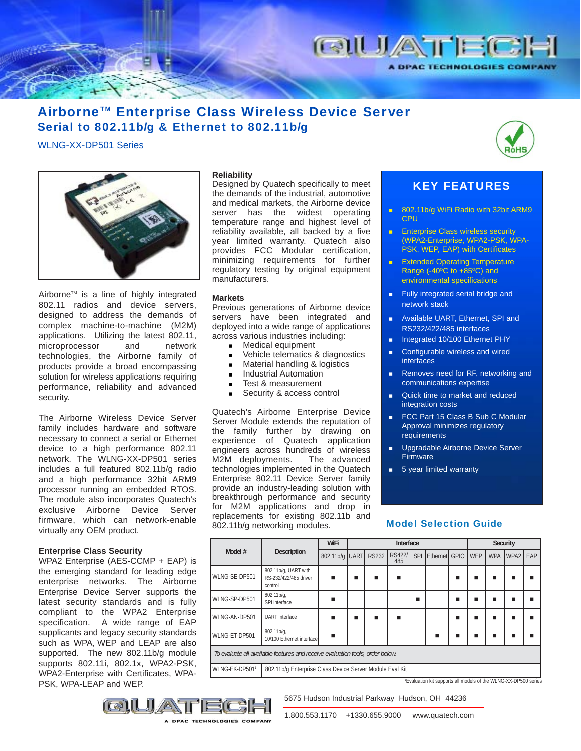# Airborne™ Enterprise Class Wireless Device Server

## Serial to 802.11b/g & Ethernet to 802.11b/g

WLNG-XX-DP501 Series

Airborne™ is a line of highly integrated 802.11 radios and device servers, designed to address the demands of complex machine-to-machine (M2M) applications. Utilizing the latest 802.11, microprocessor and network technologies, the Airborne family of products provide a broad encompassing solution for wireless applications requiring performance, reliability and advanced security.

The Airborne Wireless Device Server family includes hardware and software necessary to connect a serial or Ethernet device to a high performance 802.11 network. The WLNG-XX-DP501 series includes a full featured 802.11b/g radio and a high performance 32bit ARM9 processor running an embedded RTOS. The module also incorporates Quatech's exclusive Airborne Device Server firmware, which can network-enable virtually any OEM product.

### Enterprise Class Security

WPA2 Enterprise (AES-CCMP + EAP) is the emerging standard for leading edge enterprise networks. The Airborne Enterprise Device Server supports the latest security standards and is fully compliant to the WPA2 Enterprise specification. A wide range of EAP supplicants and legacy security standards such as WPA, WEP and LEAP are also supported. The new 802.11b/g module supports 802.11i, 802.1x, WPA2-PSK, WPA2-Enterprise with Certificates, WPA-PSK, WPA-LEAP and WEP.

### Reliability

Designed by Quatech specifically to meet the demands of the industrial, automotive and medical markets, the Airborne device server has the widest operating temperature range and highest level of reliability available, all backed by a five year limited warranty. Quatech also provides FCC Modular certification, minimizing requirements for further regulatory testing by original equipment manufacturers.

### Markets

Previous generations of Airborne device servers have been integrated and deployed into a wide range of applications across various industries including:

- Medical equipment
- Vehicle telematics & diagnostics
- Material handling & logistics
- Industrial Automation
- Test & measurement
- Security & access control

Quatech's Airborne Enterprise Device Server Module extends the reputation of the family further by drawing on experience of Quatech application engineers across hundreds of wireless M2M deployments. The advanced technologies implemented in the Quatech Enterprise 802.11 Device Server family provide an industry-leading solution with breakthrough performance and security for M2M applications and drop in replacements for existing 802.11b and 802.11b/g networking modules.

## KEY FEATURES

- 802.11b/g WiFi Radio with 32bit ARM9 CPU
- Enterprise Class wireless security (WPA2-Enterprise, WPA2-PSK, WPA-PSK, WEP, EAP) with Certificates
- Extended Operating Temperature Range (-40°C to +85°C) and environmental specifications
- Fully integrated serial bridge and network stack
- Available UART, Ethernet, SPI and RS232/422/485 interfaces
- Integrated 10/100 Ethernet PHY
- Configurable wireless and wired interfaces
- Removes need for RF, networking and communications expertise
- Quick time to market and reduced integration costs
- FCC Part 15 Class B Sub C Modular Approval minimizes regulatory requirements
- Upgradable Airborne Device Server Firmware
- 5 year limited warranty

## Model Selection Guide

| Model # | Description | WiFi | Interface | | | | | | | Security | | | |
|---|---|---|---|---|---|---|---|---|---|---|---|---|---|
| | | 802.11b/g | UART | RS232 | RS422/485 | SPI | Ethernet | GPIO | WEP | WPA | WPA2 | EAP |
| WLNG-SE-DP501 | 802.11b/g, UART with RS-232/422/485 driver control | ■ | ■ | ■ | ■ | | | ■ | ■ | ■ | ■ | ■ |
| WLNG-SP-DP501 | 802.11b/g, SPI interface | ■ | | | | ■ | | ■ | ■ | ■ | ■ | ■ |
| WLNG-AN-DP501 | UART interface | ■ | ■ | ■ | ■ | | | ■ | ■ | ■ | ■ | ■ |
| WLNG-ET-DP501 | 802.11b/g, 10/100 Ethernet interface | ■ | | | | | ■ | ■ | ■ | ■ | ■ | ■ |
| *To evaluate all available features and receive evaluation tools, order below* | | | | | | | | | | | | |
| WLNG-EK-DP501[1] | 802.11b/g Enterprise Class Device Server Module Eval Kit | | | | | | | | | | | |

[1]Evaluation kit supports all models of the WLNG-XX-DP500 series

5675 Hudson Industrial Parkway Hudson, OH 44236

1.800.553.1170 +1330.655.9000 www.quatech.com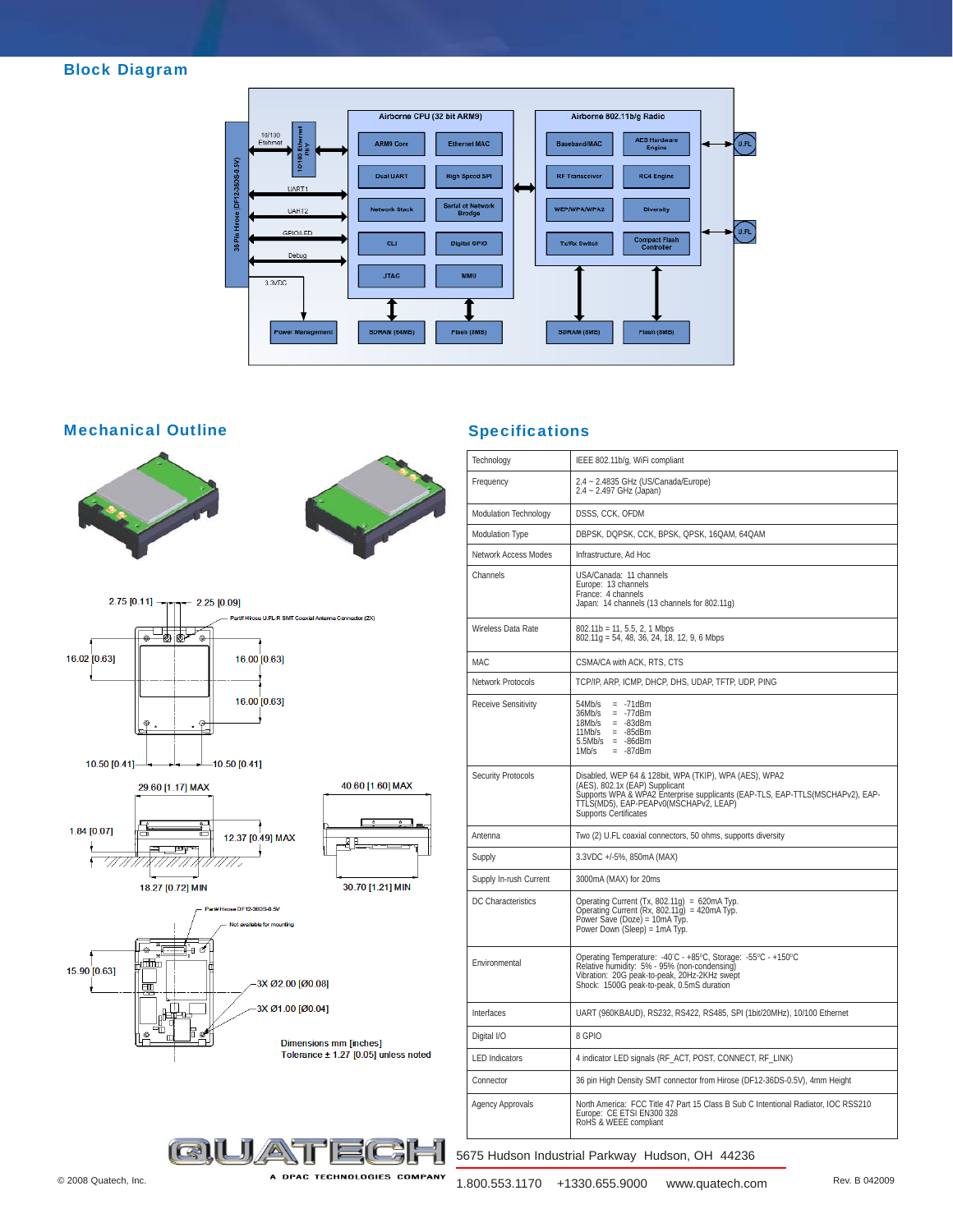## Block Diagram

36 Pin Hirose (DF12-36DS-0.5V)

10/100 Ethernet — 10/100 Ethernet PHY

UART1

UART2

GPIO/LED

Debug

3.3VDC

Airborne CPU (32 bit ARM9)

ARM9 Core | Ethernet MAC | Dual UART | High Speed SPI | Network Stack | Serial ot Network Bridge | CLI | Digital GPIO | JTAG | MMU

Airborne 802.11b/g Radio

Baseband/MAC | AES Hardware Engine | RF Transceiver | RC4 Engine | WEP/WPA/WPA2 | Diversity | Tx/Rx Switch | Compact Flash Controller

U.FL

U.FL

Power Management | SDRAM (64MB) | Flash (8MB) | SDRAM (8MB) | Flash (8MB)

## Mechanical Outline

2.75 [0.11]

2.25 [0.09]

Part# Hirose U.FL-R SMT Coaxial Antenna Connector (2X)

16.02 [0.63]

16.00 [0.63]

16.00 [0.63]

10.50 [0.41]

10.50 [0.41]

29.60 [1.17] MAX

40.60 [1.60] MAX

1.84 [0.07]

12.37 [0.49] MAX

18.27 [0.72] MIN

30.70 [1.21] MIN

Part# Hirose DF12-36DS-0.5V

Not available for mounting

15.90 [0.63]

3X Ø2.00 [Ø0.08]

3X Ø1.00 [Ø0.04]

Dimensions mm [inches]
Tolerance ± 1.27 [0.05] unless noted

## Specifications

| | |
|---|---|
| Technology | IEEE 802.11b/g, WiFi compliant |
| Frequency | 2.4 ~ 2.4835 GHz (US/Canada/Europe)<br>2.4 ~ 2.497 GHz (Japan) |
| Modulation Technology | DSSS, CCK, OFDM |
| Modulation Type | DBPSK, DQPSK, CCK, BPSK, QPSK, 16QAM, 64QAM |
| Network Access Modes | Infrastructure, Ad Hoc |
| Channels | USA/Canada: 11 channels<br>Europe: 13 channels<br>France: 4 channels<br>Japan: 14 channels (13 channels for 802.11g) |
| Wireless Data Rate | 802.11b = 11, 5.5, 2, 1 Mbps<br>802.11g = 54, 48, 36, 24, 18, 12, 9, 6 Mbps |
| MAC | CSMA/CA with ACK, RTS, CTS |
| Network Protocols | TCP/IP, ARP, ICMP, DHCP, DHS, UDAP, TFTP, UDP, PING |
| Receive Sensitivity | 54Mb/s = -71dBm<br>36Mb/s = -77dBm<br>18Mb/s = -83dBm<br>11Mb/s = -85dBm<br>5.5Mb/s = -86dBm<br>1Mb/s = -87dBm |
| Security Protocols | Disabled, WEP 64 & 128bit, WPA (TKIP), WPA (AES), WPA2 (AES), 802.1x (EAP) Supplicant<br>Supports WPA & WPA2 Enterprise supplicants (EAP-TLS, EAP-TTLS(MSCHAPv2), EAP-TTLS(MD5), EAP-PEAPv0(MSCHAPv2, LEAP)<br>Supports Certificates |
| Antenna | Two (2) U.FL coaxial connectors, 50 ohms, supports diversity |
| Supply | 3.3VDC +/-5%, 850mA (MAX) |
| Supply In-rush Current | 3000mA (MAX) for 20ms |
| DC Characteristics | Operating Current (Tx, 802.11g) = 620mA Typ.<br>Operating Current (Rx, 802.11g) = 420mA Typ.<br>Power Save (Doze) = 10mA Typ.<br>Power Down (Sleep) = 1mA Typ. |
| Environmental | Operating Temperature: -40°C - +85°C, Storage: -55°C - +150°C<br>Relative humidity: 5% - 95% (non-condensing)<br>Vibration: 20G peak-to-peak, 20Hz-2KHz swept<br>Shock: 1500G peak-to-peak, 0.5mS duration |
| Interfaces | UART (960KBAUD), RS232, RS422, RS485, SPI (1bit/20MHz), 10/100 Ethernet |
| Digital I/O | 8 GPIO |
| LED Indicators | 4 indicator LED signals (RF_ACT, POST, CONNECT, RF_LINK) |
| Connector | 36 pin High Density SMT connector from Hirose (DF12-36DS-0.5V), 4mm Height |
| Agency Approvals | North America: FCC Title 47 Part 15 Class B Sub C Intentional Radiator, IOC RSS210<br>Europe: CE ETSI EN300 328<br>RoHS & WEEE compliant |

QUATECH
A DPAC TECHNOLOGIES COMPANY

5675 Hudson Industrial Parkway Hudson, OH 44236

1.800.553.1170 +1330.655.9000 www.quatech.com

© 2008 Quatech, Inc.

Rev. B 042009